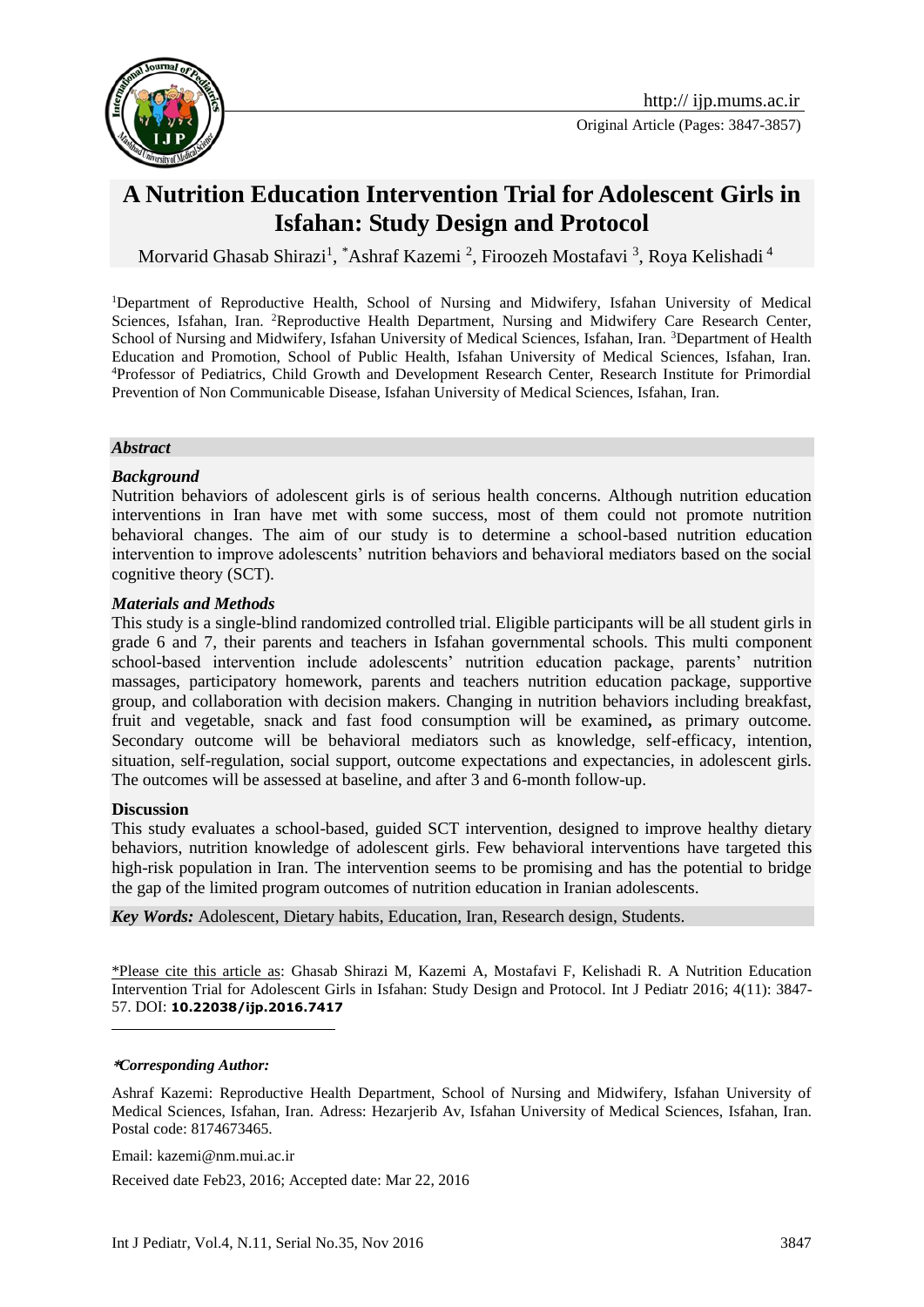Original Article (Pages: 3847-3857)

# A Nutrition Education Intervention Trial for Adolescent Girls in Isfahan: Study Design and Protocol

Morvarid Ghasab Shirazi[1], *Ashraf Kazemi [2], Firoozeh Mostafavi [3], Roya Kelishadi [4]

[1]Department of Reproductive Health, School of Nursing and Midwifery, Isfahan University of Medical Sciences, Isfahan, Iran. [2]Reproductive Health Department, Nursing and Midwifer Care Research Center, School of Nursing and Midwifery, Isfahan University of Medical Sciences, Isfahan, Iran. [3]Department of Health Education and Promotion, School of Public Health, Isfahan University of Medical Sciences, Isfahan, Iran. [4]Professor of Pediatrics, Child Growth and Development Research Center, Research Institute for Primordial Prevention of Non Communicable Disease, Isfahan University of Medical Sciences, Isfahan, Iran.

***Abstract***

***Background***

Nutrition behaviors of adolescent girls is of serious health concerns. Although nutrition education interventions in Iran have met with some success, most of them could not promote nutrition behavioral changes. The aim of our study is to determine a school-based nutrition education intervention to improve adolescents' nutrition behaviors and behavioral mediators based on the social cognitive theory (SCT).

***Materials and Methods***

This study is a single-blind randomized controlled trial. Eligible participants will be all student girls in grade 6 and 7, their parents and teachers in Isfahan governmental schools. This multi component school-based intervention include adolescents' nutrition education package, parents' nutrition massages, participatory homework, parents and teachers nutrition education package, supportive group, and collaboration with decision makers. Changing in nutrition behaviors including breakfast, fruit and vegetable, snack and fast food consumption will be examined**,** as primary outcome. Secondary outcome will be behavioral mediators such as knowledge, self-efficacy, intention, situation, self-regulation, social support, outcome expectations and expectancies, in adolescent girls. The outcomes will be assessed at baseline, and after 3 and 6-month follow-up.

**Discussion**

This study evaluates a school-based, guided SCT intervention, designed to improve healthy dietary behaviors, nutrition knowledge of adolescent girls. Few behavioral interventions have targeted this high-risk population in Iran. The intervention seems to be promising and has the potential to bridge the gap of the limited program outcomes of nutrition education in Iranian adolescents.

***Key Words:*** Adolescent, Dietary habits, Education, Iran, Research design, Students.

*Please cite this article as: Ghasab Shirazi M, Kazemi A, Mostafavi F, Kelishadi R. A Nutrition Education Intervention Trial for Adolescent Girls in Isfahan: Study Design and Protocol. Int J Pediatr 2016; 4(11): 3847-57. DOI: **10.22038/ijp.2016.7417**

***\*Corresponding Author:***

Ashraf Kazemi: Reproductive Health Department, School of Nursing and Midwifery, Isfahan University of Medical Sciences, Isfahan, Iran. Adress: Hezarjerib Av, Isfahan University of Medical Sciences, Isfahan, Iran. Postal code: 8174673465.

Email: kazemi@nm.mui.ac.ir

Received date Feb23, 2016; Accepted date: Mar 22, 2016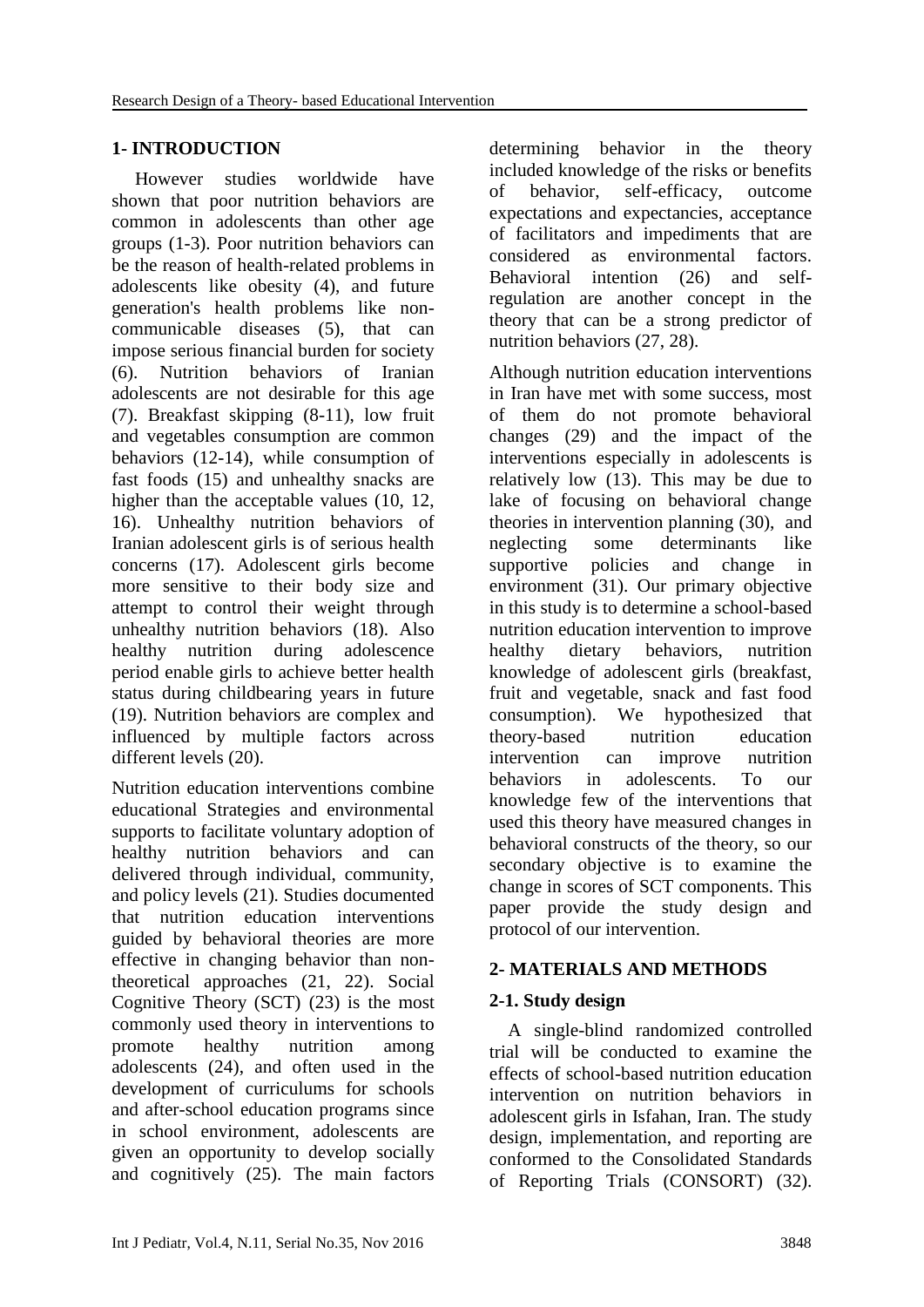## 1- INTRODUCTION

However studies worldwide have shown that poor nutrition behaviors are common in adolescents than other age groups (1-3). Poor nutrition behaviors can be the reason of health-related problems in adolescents like obesity (4), and future generation's health problems like non-communicable diseases (5), that can impose serious financial burden for society (6). Nutrition behaviors of Iranian adolescents are not desirable for this age (7). Breakfast skipping (8-11), low fruit and vegetables consumption are common behaviors (12-14), while consumption of fast foods (15) and unhealthy snacks are higher than the acceptable values (10, 12, 16). Unhealthy nutrition behaviors of Iranian adolescent girls is of serious health concerns (17). Adolescent girls become more sensitive to their body size and attempt to control their weight through unhealthy nutrition behaviors (18). Also healthy nutrition during adolescence period enable girls to achieve better health status during childbearing years in future (19). Nutrition behaviors are complex and influenced by multiple factors across different levels (20).

Nutrition education interventions combine educational Strategies and environmental supports to facilitate voluntary adoption of healthy nutrition behaviors and can delivered through individual, community, and policy levels (21). Studies documented that nutrition education interventions guided by behavioral theories are more effective in changing behavior than non-theoretical approaches (21, 22). Social Cognitive Theory (SCT) (23) is the most commonly used theory in interventions to promote healthy nutrition among adolescents (24), and often used in the development of curriculums for schools and after-school education programs since in school environment, adolescents are given an opportunity to develop socially and cognitively (25). The main factors determining behavior in the theory included knowledge of the risks or benefits of behavior, self-efficacy, outcome expectations and expectancies, acceptance of facilitators and impediments that are considered as environmental factors. Behavioral intention (26) and self-regulation are another concept in the theory that can be a strong predictor of nutrition behaviors (27, 28).

Although nutrition education interventions in Iran have met with some success, most of them do not promote behavioral changes (29) and the impact of the interventions especially in adolescents is relatively low (13). This may be due to lake of focusing on behavioral change theories in intervention planning (30), and neglecting some determinants like supportive policies and change in environment (31). Our primary objective in this study is to determine a school-based nutrition education intervention to improve healthy dietary behaviors, nutrition knowledge of adolescent girls (breakfast, fruit and vegetable, snack and fast food consumption). We hypothesized that theory-based nutrition education intervention can improve nutrition behaviors in adolescents. To our knowledge few of the interventions that used this theory have measured changes in behavioral constructs of the theory, so our secondary objective is to examine the change in scores of SCT components. This paper provide the study design and protocol of our intervention.

## 2- MATERIALS AND METHODS

### 2-1. Study design

A single-blind randomized controlled trial will be conducted to examine the effects of school-based nutrition education intervention on nutrition behaviors in adolescent girls in Isfahan, Iran. The study design, implementation, and reporting are conformed to the Consolidated Standards of Reporting Trials (CONSORT) (32).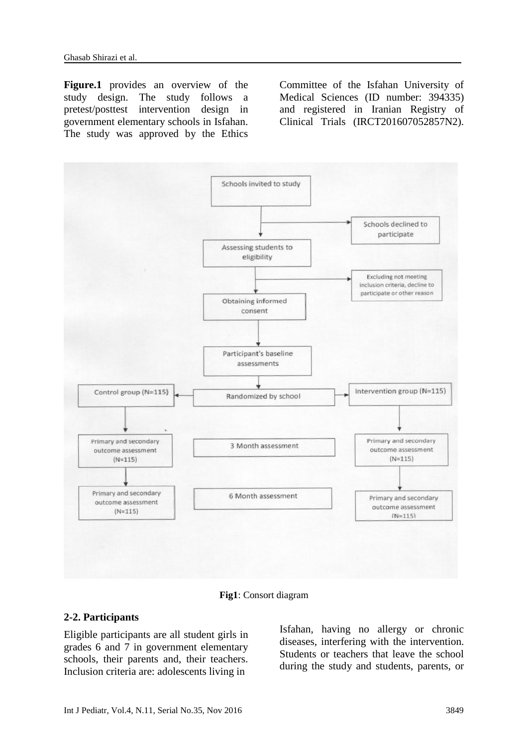**Figure.1** provides an overview of the study design. The study follows a pretest/posttest intervention design in government elementary schools in Isfahan. The study was approved by the Ethics Committee of the Isfahan University of Medical Sciences (ID number: 394335) and registered in Iranian Registry of Clinical Trials (IRCT201607052857N2).

```
Schools invited to study
        │
        ├──────────────────────────► Schools declined to participate
        ▼
Assessing students to eligibility
        │
        ├──────────────────────────► Excluding not meeting inclusion criteria, decline to participate or other reason
        ▼
Obtaining informed consent
        │
        ▼
Participant's baseline assessments
        │
        ▼
Control group (N=115) ◄──── Randomized by school ────► Intervention group (N=115)
        │                                                      │
        ▼                                                      ▼
Primary and secondary              3 Month assessment          Primary and secondary
outcome assessment                                             outcome assessment
(N=115)                                                        (N=115)
        │                                                      │
        ▼                                                      ▼
Primary and secondary              6 Month assessment          Primary and secondary
outcome assessment                                             outcome assessment
(N=115)                                                        (N=115)
```

**Fig1**: Consort diagram

## 2-2. Participants

Eligible participants are all student girls in grades 6 and 7 in government elementary schools, their parents and, their teachers. Inclusion criteria are: adolescents living in Isfahan, having no allergy or chronic diseases, interfering with the intervention. Students or teachers that leave the school during the study and students, parents, or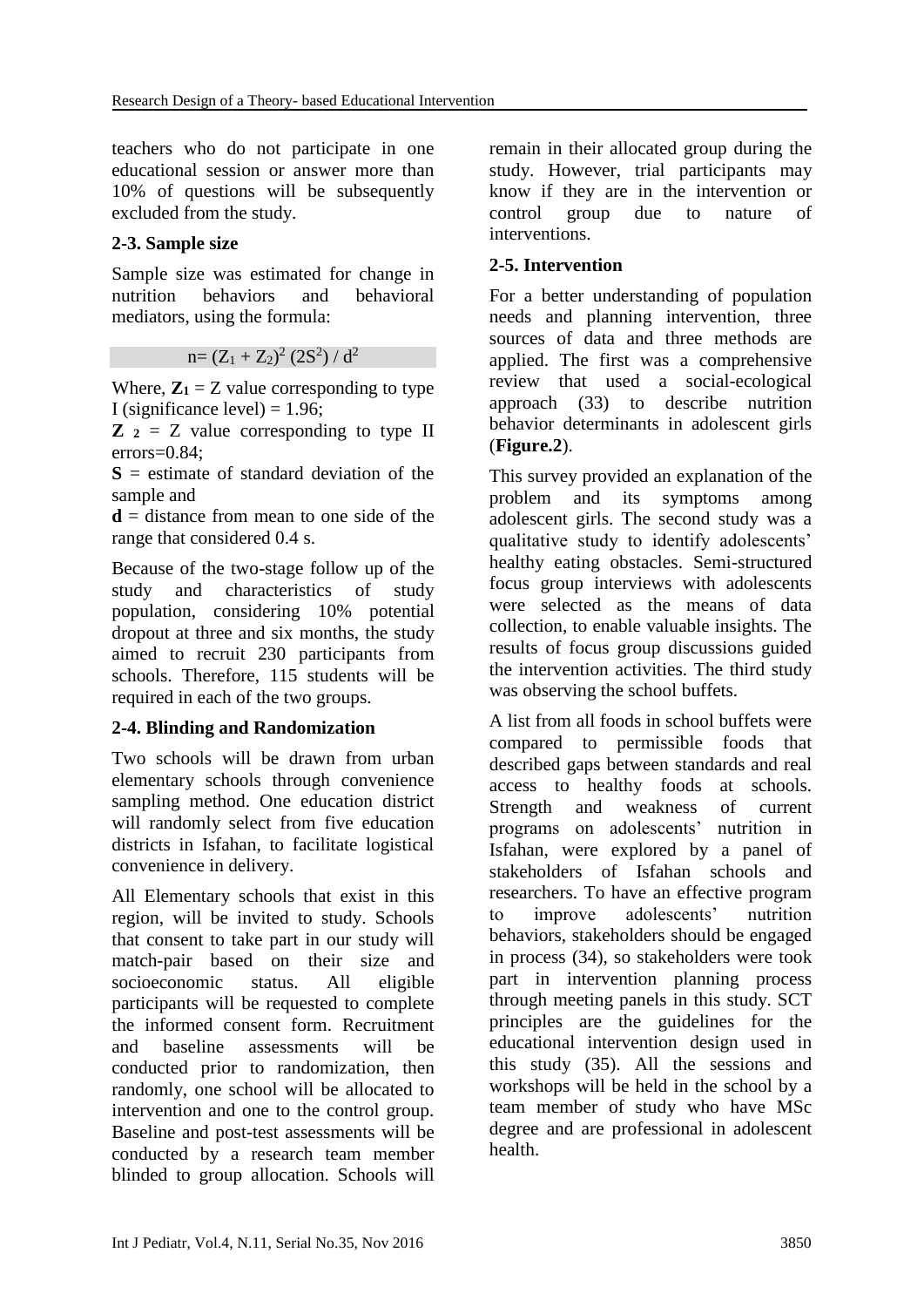teachers who do not participate in one educational session or answer more than 10% of questions will be subsequently excluded from the study.

### 2-3. Sample size

Sample size was estimated for change in nutrition behaviors and behavioral mediators, using the formula:

$$n= (Z_1 + Z_2)^2 (2S^2) / d^2$$

Where, $\mathbf{Z_1}$ = Z value corresponding to type I (significance level) = 1.96;

$\mathbf{Z_2}$ = Z value corresponding to type II errors=0.84;

**S** = estimate of standard deviation of the sample and

**d** = distance from mean to one side of the range that considered 0.4 s.

Because of the two-stage follow up of the study and characteristics of study population, considering 10% potential dropout at three and six months, the study aimed to recruit 230 participants from schools. Therefore, 115 students will be required in each of the two groups.

### 2-4. Blinding and Randomization

Two schools will be drawn from urban elementary schools through convenience sampling method. One education district will randomly select from five education districts in Isfahan, to facilitate logistical convenience in delivery.

All Elementary schools that exist in this region, will be invited to study. Schools that consent to take part in our study will match-pair based on their size and socioeconomic status. All eligible participants will be requested to complete the informed consent form. Recruitment and baseline assessments will be conducted prior to randomization, then randomly, one school will be allocated to intervention and one to the control group. Baseline and post-test assessments will be conducted by a research team member blinded to group allocation. Schools will remain in their allocated group during the study. However, trial participants may know if they are in the intervention or control group due to nature of interventions.

### 2-5. Intervention

For a better understanding of population needs and planning intervention, three sources of data and three methods are applied. The first was a comprehensive review that used a social-ecological approach (33) to describe nutrition behavior determinants in adolescent girls (**Figure.2**).

This survey provided an explanation of the problem and its symptoms among adolescent girls. The second study was a qualitative study to identify adolescents' healthy eating obstacles. Semi-structured focus group interviews with adolescents were selected as the means of data collection, to enable valuable insights. The results of focus group discussions guided the intervention activities. The third study was observing the school buffets.

A list from all foods in school buffets were compared to permissible foods that described gaps between standards and real access to healthy foods at schools. Strength and weakness of current programs on adolescents' nutrition in Isfahan, were explored by a panel of stakeholders of Isfahan schools and researchers. To have an effective program to improve adolescents' nutrition behaviors, stakeholders should be engaged in process (34), so stakeholders were took part in intervention planning process through meeting panels in this study. SCT principles are the guidelines for the educational intervention design used in this study (35). All the sessions and workshops will be held in the school by a team member of study who have MSc degree and are professional in adolescent health.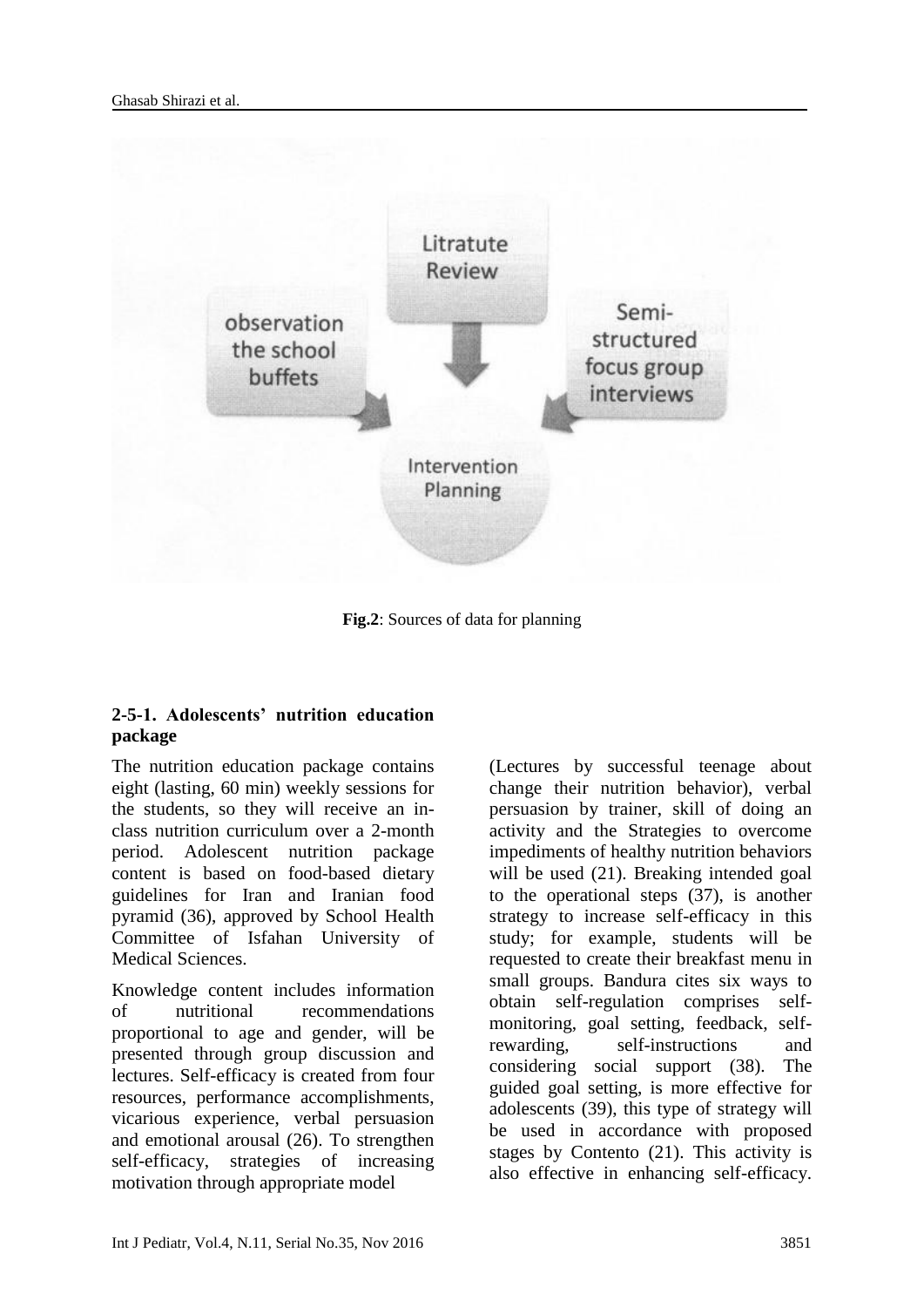Fig.2: Sources of data for planning

### 2-5-1. Adolescents' nutrition education package

The nutrition education package contains eight (lasting, 60 min) weekly sessions for the students, so they will receive an in-class nutrition curriculum over a 2-month period. Adolescent nutrition package content is based on food-based dietary guidelines for Iran and Iranian food pyramid (36), approved by School Health Committee of Isfahan University of Medical Sciences.

Knowledge content includes information of nutritional recommendations proportional to age and gender, will be presented through group discussion and lectures. Self-efficacy is created from four resources, performance accomplishments, vicarious experience, verbal persuasion and emotional arousal (26). To strengthen self-efficacy, strategies of increasing motivation through appropriate model (Lectures by successful teenage about change their nutrition behavior), verbal persuasion by trainer, skill of doing an activity and the Strategies to overcome impediments of healthy nutrition behaviors will be used (21). Breaking intended goal to the operational steps (37), is another strategy to increase self-efficacy in this study; for example, students will be requested to create their breakfast menu in small groups. Bandura cites six ways to obtain self-regulation comprises self-monitoring, goal setting, feedback, self-rewarding, self-instructions and considering social support (38). The guided goal setting, is more effective for adolescents (39), this type of strategy will be used in accordance with proposed stages by Contento (21). This activity is also effective in enhancing self-efficacy.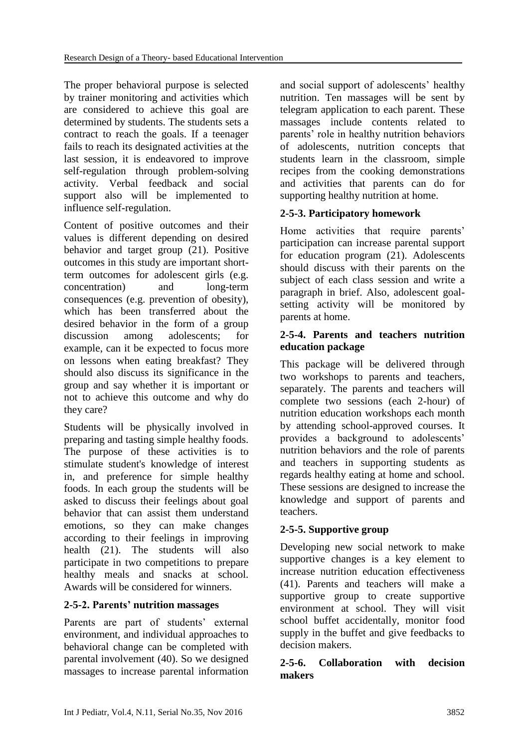The proper behavioral purpose is selected by trainer monitoring and activities which are considered to achieve this goal are determined by students. The students sets a contract to reach the goals. If a teenager fails to reach its designated activities at the last session, it is endeavored to improve self-regulation through problem-solving activity. Verbal feedback and social support also will be implemented to influence self-regulation.

Content of positive outcomes and their values is different depending on desired behavior and target group (21). Positive outcomes in this study are important short-term outcomes for adolescent girls (e.g. concentration) and long-term consequences (e.g. prevention of obesity), which has been transferred about the desired behavior in the form of a group discussion among adolescents; for example, can it be expected to focus more on lessons when eating breakfast? They should also discuss its significance in the group and say whether it is important or not to achieve this outcome and why do they care?

Students will be physically involved in preparing and tasting simple healthy foods. The purpose of these activities is to stimulate student's knowledge of interest in, and preference for simple healthy foods. In each group the students will be asked to discuss their feelings about goal behavior that can assist them understand emotions, so they can make changes according to their feelings in improving health (21). The students will also participate in two competitions to prepare healthy meals and snacks at school. Awards will be considered for winners.

### 2-5-2. Parents' nutrition massages

Parents are part of students' external environment, and individual approaches to behavioral change can be completed with parental involvement (40). So we designed massages to increase parental information and social support of adolescents' healthy nutrition. Ten massages will be sent by telegram application to each parent. These massages include contents related to parents' role in healthy nutrition behaviors of adolescents, nutrition concepts that students learn in the classroom, simple recipes from the cooking demonstrations and activities that parents can do for supporting healthy nutrition at home.

### 2-5-3. Participatory homework

Home activities that require parents' participation can increase parental support for education program (21). Adolescents should discuss with their parents on the subject of each class session and write a paragraph in brief. Also, adolescent goal-setting activity will be monitored by parents at home.

### 2-5-4. Parents and teachers nutrition education package

This package will be delivered through two workshops to parents and teachers, separately. The parents and teachers will complete two sessions (each 2-hour) of nutrition education workshops each month by attending school-approved courses. It provides a background to adolescents' nutrition behaviors and the role of parents and teachers in supporting students as regards healthy eating at home and school. These sessions are designed to increase the knowledge and support of parents and teachers.

### 2-5-5. Supportive group

Developing new social network to make supportive changes is a key element to increase nutrition education effectiveness (41). Parents and teachers will make a supportive group to create supportive environment at school. They will visit school buffet accidentally, monitor food supply in the buffet and give feedbacks to decision makers.

### 2-5-6. Collaboration with decision makers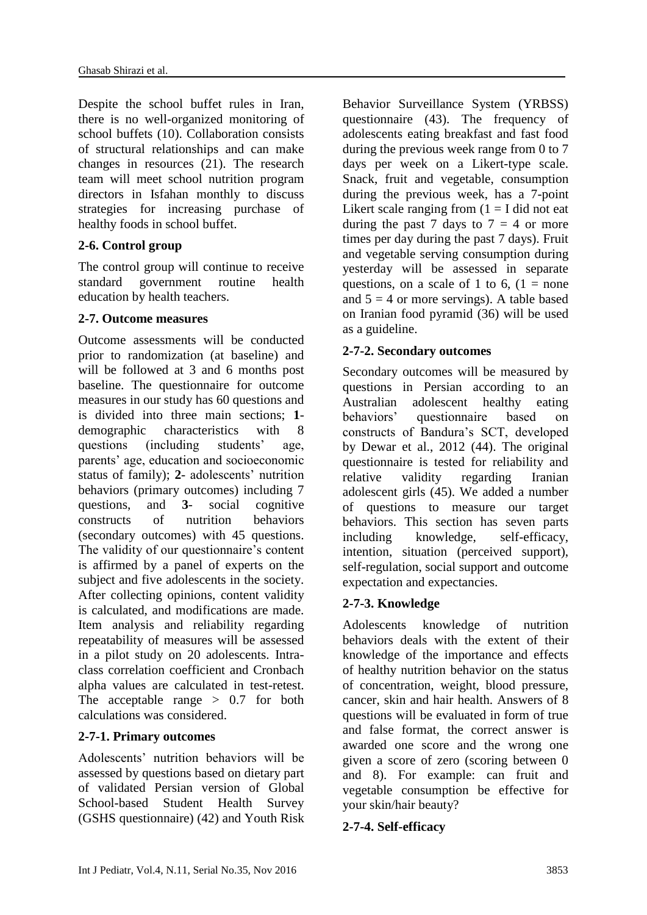Despite the school buffet rules in Iran, there is no well-organized monitoring of school buffets (10). Collaboration consists of structural relationships and can make changes in resources (21). The research team will meet school nutrition program directors in Isfahan monthly to discuss strategies for increasing purchase of healthy foods in school buffet.

### 2-6. Control group

The control group will continue to receive standard government routine health education by health teachers.

### 2-7. Outcome measures

Outcome assessments will be conducted prior to randomization (at baseline) and will be followed at 3 and 6 months post baseline. The questionnaire for outcome measures in our study has 60 questions and is divided into three main sections; **1**- demographic characteristics with 8 questions (including students' age, parents' age, education and socioeconomic status of family); **2**- adolescents' nutrition behaviors (primary outcomes) including 7 questions, and **3**- social cognitive constructs of nutrition behaviors (secondary outcomes) with 45 questions. The validity of our questionnaire's content is affirmed by a panel of experts on the subject and five adolescents in the society. After collecting opinions, content validity is calculated, and modifications are made. Item analysis and reliability regarding repeatability of measures will be assessed in a pilot study on 20 adolescents. Intra-class correlation coefficient and Cronbach alpha values are calculated in test-retest. The acceptable range > 0.7 for both calculations was considered.

### 2-7-1. Primary outcomes

Adolescents' nutrition behaviors will be assessed by questions based on dietary part of validated Persian version of Global School-based Student Health Survey (GSHS questionnaire) (42) and Youth Risk Behavior Surveillance System (YRBSS) questionnaire (43). The frequency of adolescents eating breakfast and fast food during the previous week range from 0 to 7 days per week on a Likert-type scale. Snack, fruit and vegetable, consumption during the previous week, has a 7-point Likert scale ranging from (1 = I did not eat during the past 7 days to 7 = 4 or more times per day during the past 7 days). Fruit and vegetable serving consumption during yesterday will be assessed in separate questions, on a scale of 1 to 6, (1 = none and 5 = 4 or more servings). A table based on Iranian food pyramid (36) will be used as a guideline.

### 2-7-2. Secondary outcomes

Secondary outcomes will be measured by questions in Persian according to an Australian adolescent healthy eating behaviors' questionnaire based on constructs of Bandura's SCT, developed by Dewar et al., 2012 (44). The original questionnaire is tested for reliability and relative validity regarding Iranian adolescent girls (45). We added a number of questions to measure our target behaviors. This section has seven parts including knowledge, self-efficacy, intention, situation (perceived support), self-regulation, social support and outcome expectation and expectancies.

### 2-7-3. Knowledge

Adolescents knowledge of nutrition behaviors deals with the extent of their knowledge of the importance and effects of healthy nutrition behavior on the status of concentration, weight, blood pressure, cancer, skin and hair health. Answers of 8 questions will be evaluated in form of true and false format, the correct answer is awarded one score and the wrong one given a score of zero (scoring between 0 and 8). For example: can fruit and vegetable consumption be effective for your skin/hair beauty?

### 2-7-4. Self-efficacy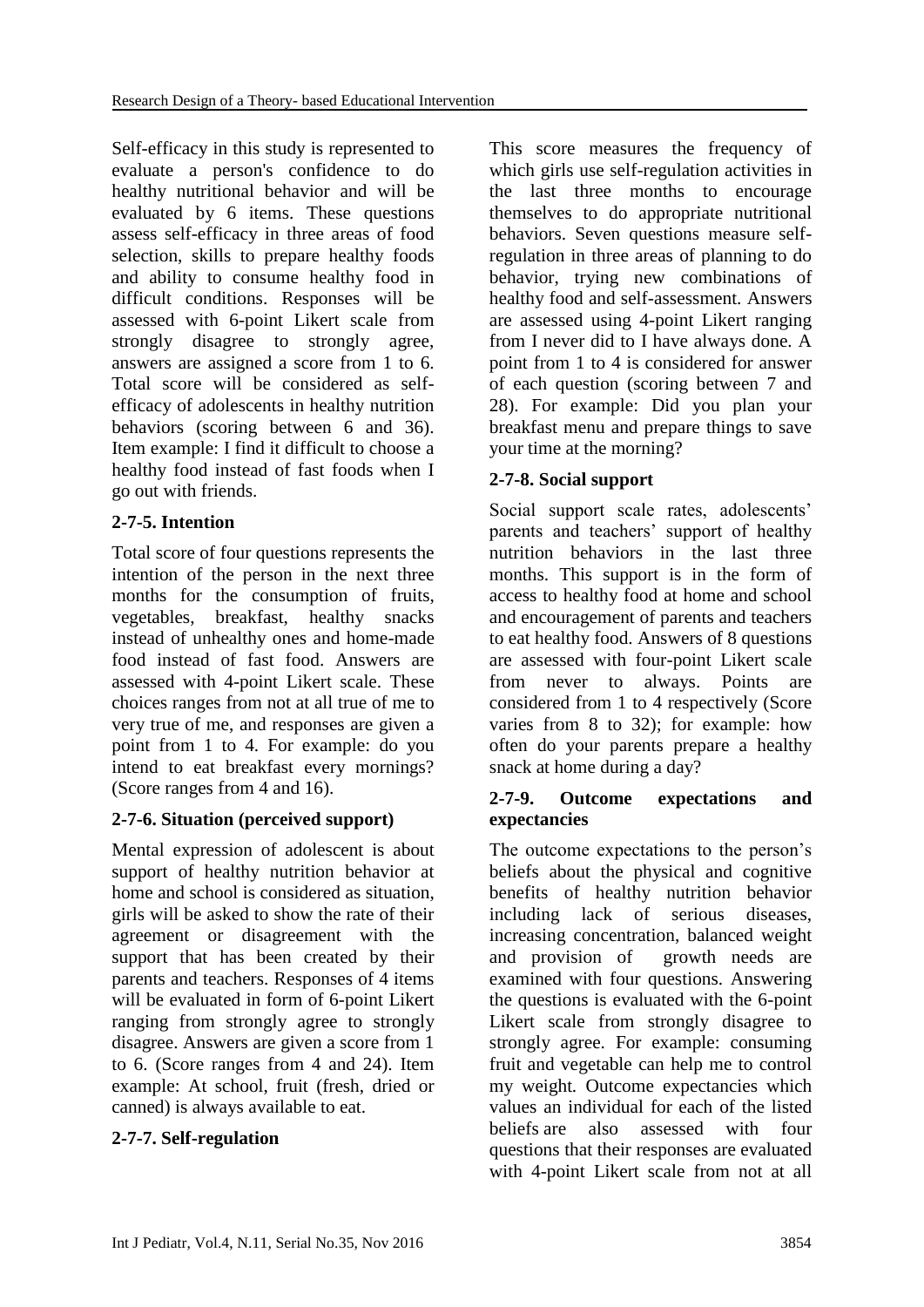Self-efficacy in this study is represented to evaluate a person's confidence to do healthy nutritional behavior and will be evaluated by 6 items. These questions assess self-efficacy in three areas of food selection, skills to prepare healthy foods and ability to consume healthy food in difficult conditions. Responses will be assessed with 6-point Likert scale from strongly disagree to strongly agree, answers are assigned a score from 1 to 6. Total score will be considered as self-efficacy of adolescents in healthy nutrition behaviors (scoring between 6 and 36). Item example: I find it difficult to choose a healthy food instead of fast foods when I go out with friends.

### 2-7-5. Intention

Total score of four questions represents the intention of the person in the next three months for the consumption of fruits, vegetables, breakfast, healthy snacks instead of unhealthy ones and home-made food instead of fast food. Answers are assessed with 4-point Likert scale. These choices ranges from not at all true of me to very true of me, and responses are given a point from 1 to 4. For example: do you intend to eat breakfast every mornings? (Score ranges from 4 and 16).

### 2-7-6. Situation (perceived support)

Mental expression of adolescent is about support of healthy nutrition behavior at home and school is considered as situation, girls will be asked to show the rate of their agreement or disagreement with the support that has been created by their parents and teachers. Responses of 4 items will be evaluated in form of 6-point Likert ranging from strongly agree to strongly disagree. Answers are given a score from 1 to 6. (Score ranges from 4 and 24). Item example: At school, fruit (fresh, dried or canned) is always available to eat.

### 2-7-7. Self-regulation

This score measures the frequency of which girls use self-regulation activities in the last three months to encourage themselves to do appropriate nutritional behaviors. Seven questions measure self-regulation in three areas of planning to do behavior, trying new combinations of healthy food and self-assessment. Answers are assessed using 4-point Likert ranging from I never did to I have always done. A point from 1 to 4 is considered for answer of each question (scoring between 7 and 28). For example: Did you plan your breakfast menu and prepare things to save your time at the morning?

### 2-7-8. Social support

Social support scale rates, adolescents' parents and teachers' support of healthy nutrition behaviors in the last three months. This support is in the form of access to healthy food at home and school and encouragement of parents and teachers to eat healthy food. Answers of 8 questions are assessed with four-point Likert scale from never to always. Points are considered from 1 to 4 respectively (Score varies from 8 to 32); for example: how often do your parents prepare a healthy snack at home during a day?

### 2-7-9. Outcome expectations and expectancies

The outcome expectations to the person's beliefs about the physical and cognitive benefits of healthy nutrition behavior including lack of serious diseases, increasing concentration, balanced weight and provision of growth needs are examined with four questions. Answering the questions is evaluated with the 6-point Likert scale from strongly disagree to strongly agree. For example: consuming fruit and vegetable can help me to control my weight. Outcome expectancies which values an individual for each of the listed beliefs are also assessed with four questions that their responses are evaluated with 4-point Likert scale from not at all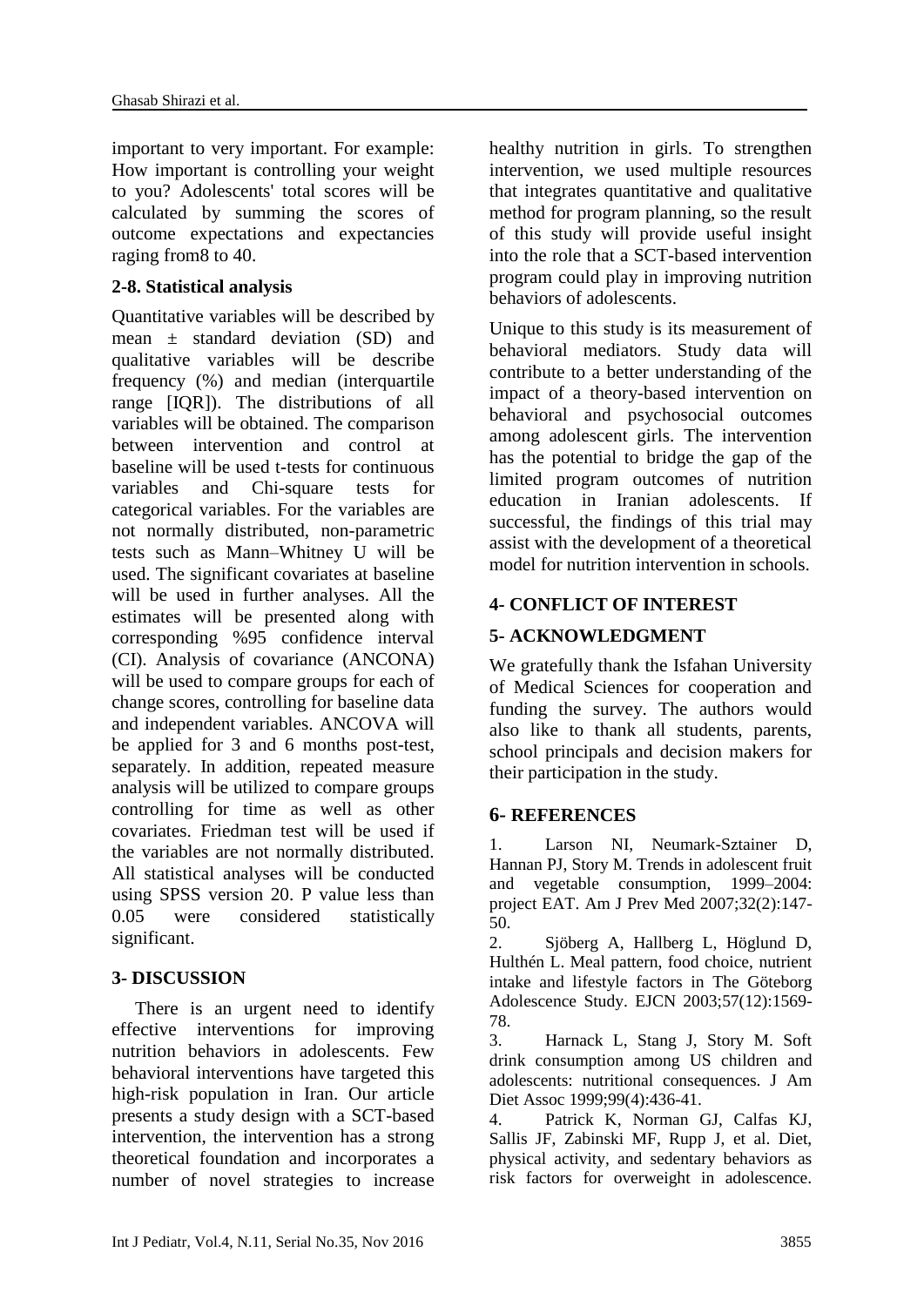important to very important. For example: How important is controlling your weight to you? Adolescents' total scores will be calculated by summing the scores of outcome expectations and expectancies raging from8 to 40.

### 2-8. Statistical analysis

Quantitative variables will be described by mean ± standard deviation (SD) and qualitative variables will be describe frequency (%) and median (interquartile range [IQR]). The distributions of all variables will be obtained. The comparison between intervention and control at baseline will be used t-tests for continuous variables and Chi-square tests for categorical variables. For the variables are not normally distributed, non-parametric tests such as Mann–Whitney U will be used. The significant covariates at baseline will be used in further analyses. All the estimates will be presented along with corresponding %95 confidence interval (CI). Analysis of covariance (ANCONA) will be used to compare groups for each of change scores, controlling for baseline data and independent variables. ANCOVA will be applied for 3 and 6 months post-test, separately. In addition, repeated measure analysis will be utilized to compare groups controlling for time as well as other covariates. Friedman test will be used if the variables are not normally distributed. All statistical analyses will be conducted using SPSS version 20. P value less than 0.05 were considered statistically significant.

## 3- DISCUSSION

There is an urgent need to identify effective interventions for improving nutrition behaviors in adolescents. Few behavioral interventions have targeted this high-risk population in Iran. Our article presents a study design with a SCT-based intervention, the intervention has a strong theoretical foundation and incorporates a number of novel strategies to increase healthy nutrition in girls. To strengthen intervention, we used multiple resources that integrates quantitative and qualitative method for program planning, so the result of this study will provide useful insight into the role that a SCT-based intervention program could play in improving nutrition behaviors of adolescents.

Unique to this study is its measurement of behavioral mediators. Study data will contribute to a better understanding of the impact of a theory-based intervention on behavioral and psychosocial outcomes among adolescent girls. The intervention has the potential to bridge the gap of the limited program outcomes of nutrition education in Iranian adolescents. If successful, the findings of this trial may assist with the development of a theoretical model for nutrition intervention in schools.

## 4- CONFLICT OF INTEREST

## 5- ACKNOWLEDGMENT

We gratefully thank the Isfahan University of Medical Sciences for cooperation and funding the survey. The authors would also like to thank all students, parents, school principals and decision makers for their participation in the study.

## 6- REFERENCES

1. Larson NI, Neumark-Sztainer D, Hannan PJ, Story M. Trends in adolescent fruit and vegetable consumption, 1999–2004: project EAT. Am J Prev Med 2007;32(2):147-50.
2. Sjöberg A, Hallberg L, Höglund D, Hulthén L. Meal pattern, food choice, nutrient intake and lifestyle factors in The Göteborg Adolescence Study. EJCN 2003;57(12):1569-78.
3. Harnack L, Stang J, Story M. Soft drink consumption among US children and adolescents: nutritional consequences. J Am Diet Assoc 1999;99(4):436-41.
4. Patrick K, Norman GJ, Calfas KJ, Sallis JF, Zabinski MF, Rupp J, et al. Diet, physical activity, and sedentary behaviors as risk factors for overweight in adolescence.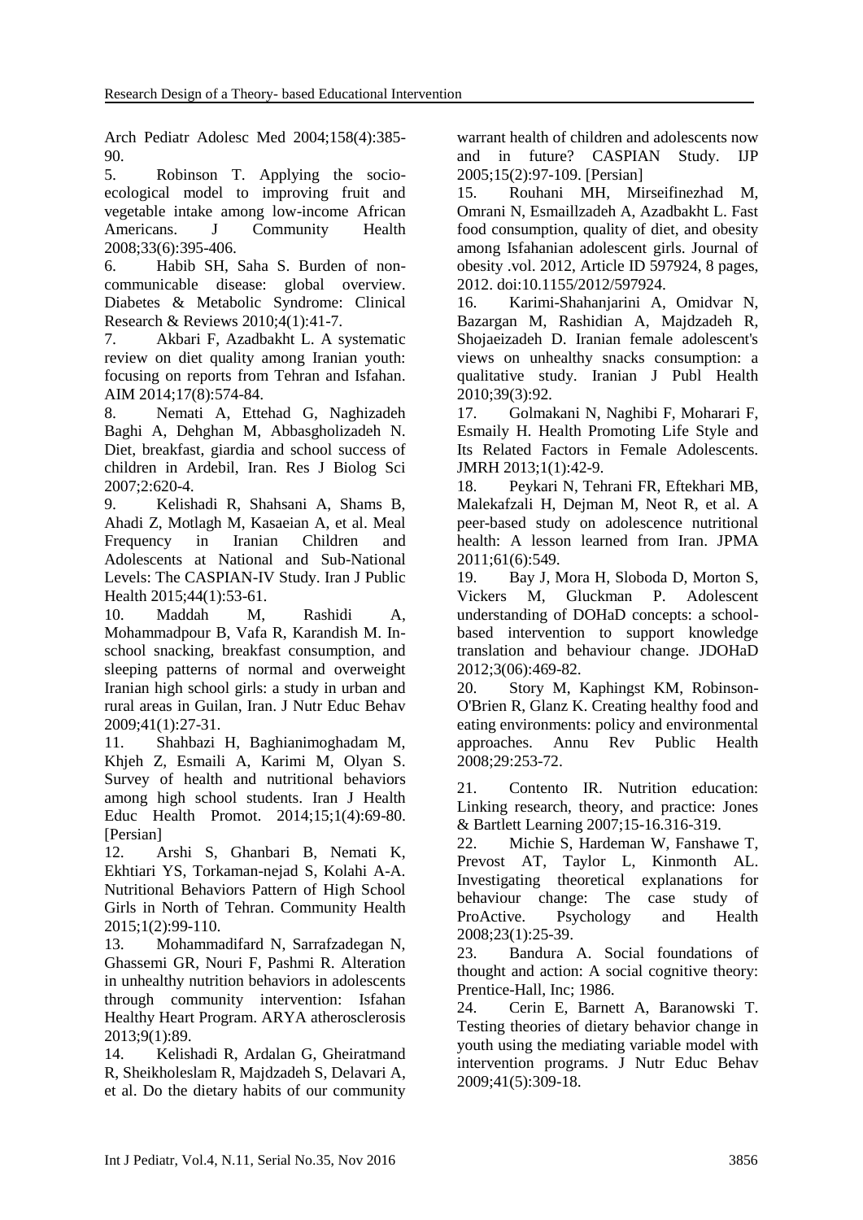Arch Pediatr Adolesc Med 2004;158(4):385-90.

5. Robinson T. Applying the socio-ecological model to improving fruit and vegetable intake among low-income African Americans. J Community Health 2008;33(6):395-406.

6. Habib SH, Saha S. Burden of non-communicable disease: global overview. Diabetes & Metabolic Syndrome: Clinical Research & Reviews 2010;4(1):41-7.

7. Akbari F, Azadbakht L. A systematic review on diet quality among Iranian youth: focusing on reports from Tehran and Isfahan. AIM 2014;17(8):574-84.

8. Nemati A, Ettehad G, Naghizadeh Baghi A, Dehghan M, Abbasgholizadeh N. Diet, breakfast, giardia and school success of children in Ardebil, Iran. Res J Biolog Sci 2007;2:620-4.

9. Kelishadi R, Shahsani A, Shams B, Ahadi Z, Motlagh M, Kasaeian A, et al. Meal Frequency in Iranian Children and Adolescents at National and Sub-National Levels: The CASPIAN-IV Study. Iran J Public Health 2015;44(1):53-61.

10. Maddah M, Rashidi A, Mohammadpour B, Vafa R, Karandish M. In-school snacking, breakfast consumption, and sleeping patterns of normal and overweight Iranian high school girls: a study in urban and rural areas in Guilan, Iran. J Nutr Educ Behav 2009;41(1):27-31.

11. Shahbazi H, Baghianimoghadam M, Khjeh Z, Esmaili A, Karimi M, Olyan S. Survey of health and nutritional behaviors among high school students. Iran J Health Educ Health Promot. 2014;15;1(4):69-80. [Persian]

12. Arshi S, Ghanbari B, Nemati K, Ekhtiari YS, Torkaman-nejad S, Kolahi A-A. Nutritional Behaviors Pattern of High School Girls in North of Tehran. Community Health 2015;1(2):99-110.

13. Mohammadifard N, Sarrafzadegan N, Ghassemi GR, Nouri F, Pashmi R. Alteration in unhealthy nutrition behaviors in adolescents through community intervention: Isfahan Healthy Heart Program. ARYA atherosclerosis 2013;9(1):89.

14. Kelishadi R, Ardalan G, Gheiratmand R, Sheikholeslam R, Majdzadeh S, Delavari A, et al. Do the dietary habits of our community warrant health of children and adolescents now and in future? CASPIAN Study. IJP 2005;15(2):97-109. [Persian]

15. Rouhani MH, Mirseifinezhad M, Omrani N, Esmaillzadeh A, Azadbakht L. Fast food consumption, quality of diet, and obesity among Isfahanian adolescent girls. Journal of obesity .vol. 2012, Article ID 597924, 8 pages, 2012. doi:10.1155/2012/597924.

16. Karimi-Shahanjarini A, Omidvar N, Bazargan M, Rashidian A, Majdzadeh R, Shojaeizadeh D. Iranian female adolescent's views on unhealthy snacks consumption: a qualitative study. Iranian J Publ Health 2010;39(3):92.

17. Golmakani N, Naghibi F, Moharari F, Esmaily H. Health Promoting Life Style and Its Related Factors in Female Adolescents. JMRH 2013;1(1):42-9.

18. Peykari N, Tehrani FR, Eftekhari MB, Malekafzali H, Dejman M, Neot R, et al. A peer-based study on adolescence nutritional health: A lesson learned from Iran. JPMA 2011;61(6):549.

19. Bay J, Mora H, Sloboda D, Morton S, Vickers M, Gluckman P. Adolescent understanding of DOHaD concepts: a school-based intervention to support knowledge translation and behaviour change. JDOHaD 2012;3(06):469-82.

20. Story M, Kaphingst KM, Robinson-O'Brien R, Glanz K. Creating healthy food and eating environments: policy and environmental approaches. Annu Rev Public Health 2008;29:253-72.

21. Contento IR. Nutrition education: Linking research, theory, and practice: Jones & Bartlett Learning 2007;15-16.316-319.

22. Michie S, Hardeman W, Fanshawe T, Prevost AT, Taylor L, Kinmonth AL. Investigating theoretical explanations for behaviour change: The case study of ProActive. Psychology and Health 2008;23(1):25-39.

23. Bandura A. Social foundations of thought and action: A social cognitive theory: Prentice-Hall, Inc; 1986.

24. Cerin E, Barnett A, Baranowski T. Testing theories of dietary behavior change in youth using the mediating variable model with intervention programs. J Nutr Educ Behav 2009;41(5):309-18.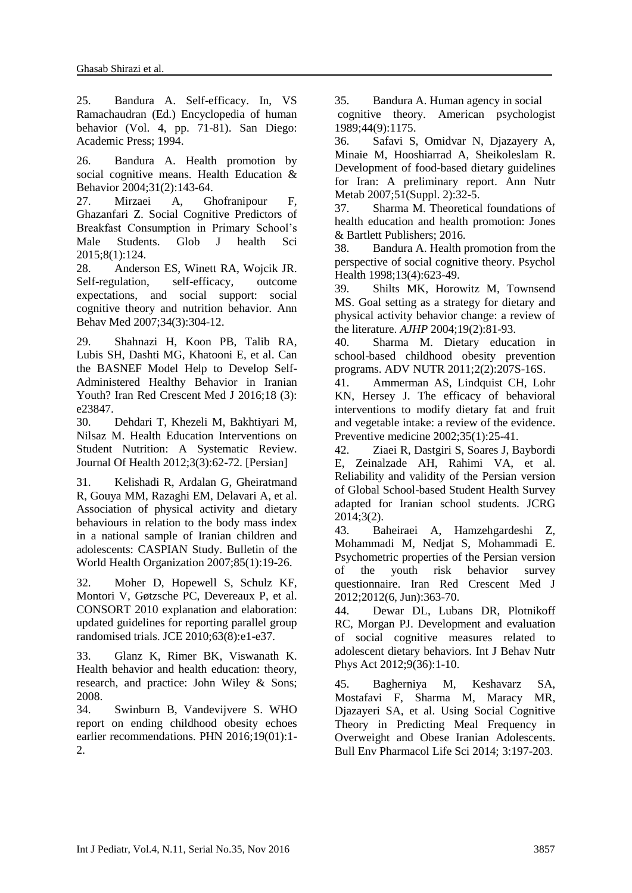25. Bandura A. Self-efficacy. In, VS Ramachaudran (Ed.) Encyclopedia of human behavior (Vol. 4, pp. 71-81). San Diego: Academic Press; 1994.

26. Bandura A. Health promotion by social cognitive means. Health Education & Behavior 2004;31(2):143-64.

27. Mirzaei A, Ghofranipour F, Ghazanfari Z. Social Cognitive Predictors of Breakfast Consumption in Primary School's Male Students. Glob J health Sci 2015;8(1):124.

28. Anderson ES, Winett RA, Wojcik JR. Self-regulation, self-efficacy, outcome expectations, and social support: social cognitive theory and nutrition behavior. Ann Behav Med 2007;34(3):304-12.

29. Shahnazi H, Koon PB, Talib RA, Lubis SH, Dashti MG, Khatooni E, et al. Can the BASNEF Model Help to Develop Self-Administered Healthy Behavior in Iranian Youth? Iran Red Crescent Med J 2016;18 (3): e23847.

30. Dehdari T, Khezeli M, Bakhtiyari M, Nilsaz M. Health Education Interventions on Student Nutrition: A Systematic Review. Journal Of Health 2012;3(3):62-72. [Persian]

31. Kelishadi R, Ardalan G, Gheiratmand R, Gouya MM, Razaghi EM, Delavari A, et al. Association of physical activity and dietary behaviours in relation to the body mass index in a national sample of Iranian children and adolescents: CASPIAN Study. Bulletin of the World Health Organization 2007;85(1):19-26.

32. Moher D, Hopewell S, Schulz KF, Montori V, Gøtzsche PC, Devereaux P, et al. CONSORT 2010 explanation and elaboration: updated guidelines for reporting parallel group randomised trials. JCE 2010;63(8):e1-e37.

33. Glanz K, Rimer BK, Viswanath K. Health behavior and health education: theory, research, and practice: John Wiley & Sons; 2008.

34. Swinburn B, Vandevijvere S. WHO report on ending childhood obesity echoes earlier recommendations. PHN 2016;19(01):1-2.

35. Bandura A. Human agency in social cognitive theory. American psychologist 1989;44(9):1175.

36. Safavi S, Omidvar N, Djazayery A, Minaie M, Hooshiarrad A, Sheikoleslam R. Development of food-based dietary guidelines for Iran: A preliminary report. Ann Nutr Metab 2007;51(Suppl. 2):32-5.

37. Sharma M. Theoretical foundations of health education and health promotion: Jones & Bartlett Publishers; 2016.

38. Bandura A. Health promotion from the perspective of social cognitive theory. Psychol Health 1998;13(4):623-49.

39. Shilts MK, Horowitz M, Townsend MS. Goal setting as a strategy for dietary and physical activity behavior change: a review of the literature. *AJHP* 2004;19(2):81-93.

40. Sharma M. Dietary education in school-based childhood obesity prevention programs. ADV NUTR 2011;2(2):207S-16S.

41. Ammerman AS, Lindquist CH, Lohr KN, Hersey J. The efficacy of behavioral interventions to modify dietary fat and fruit and vegetable intake: a review of the evidence. Preventive medicine 2002;35(1):25-41.

42. Ziaei R, Dastgiri S, Soares J, Baybordi E, Zeinalzade AH, Rahimi VA, et al. Reliability and validity of the Persian version of Global School-based Student Health Survey adapted for Iranian school students. JCRG 2014;3(2).

43. Baheiraei A, Hamzehgardeshi Z, Mohammadi M, Nedjat S, Mohammadi E. Psychometric properties of the Persian version of the youth risk behavior survey questionnaire. Iran Red Crescent Med J 2012;2012(6, Jun):363-70.

44. Dewar DL, Lubans DR, Plotnikoff RC, Morgan PJ. Development and evaluation of social cognitive measures related to adolescent dietary behaviors. Int J Behav Nutr Phys Act 2012;9(36):1-10.

45. Bagherniya M, Keshavarz SA, Mostafavi F, Sharma M, Maracy MR, Djazayeri SA, et al. Using Social Cognitive Theory in Predicting Meal Frequency in Overweight and Obese Iranian Adolescents. Bull Env Pharmacol Life Sci 2014; 3:197-203.